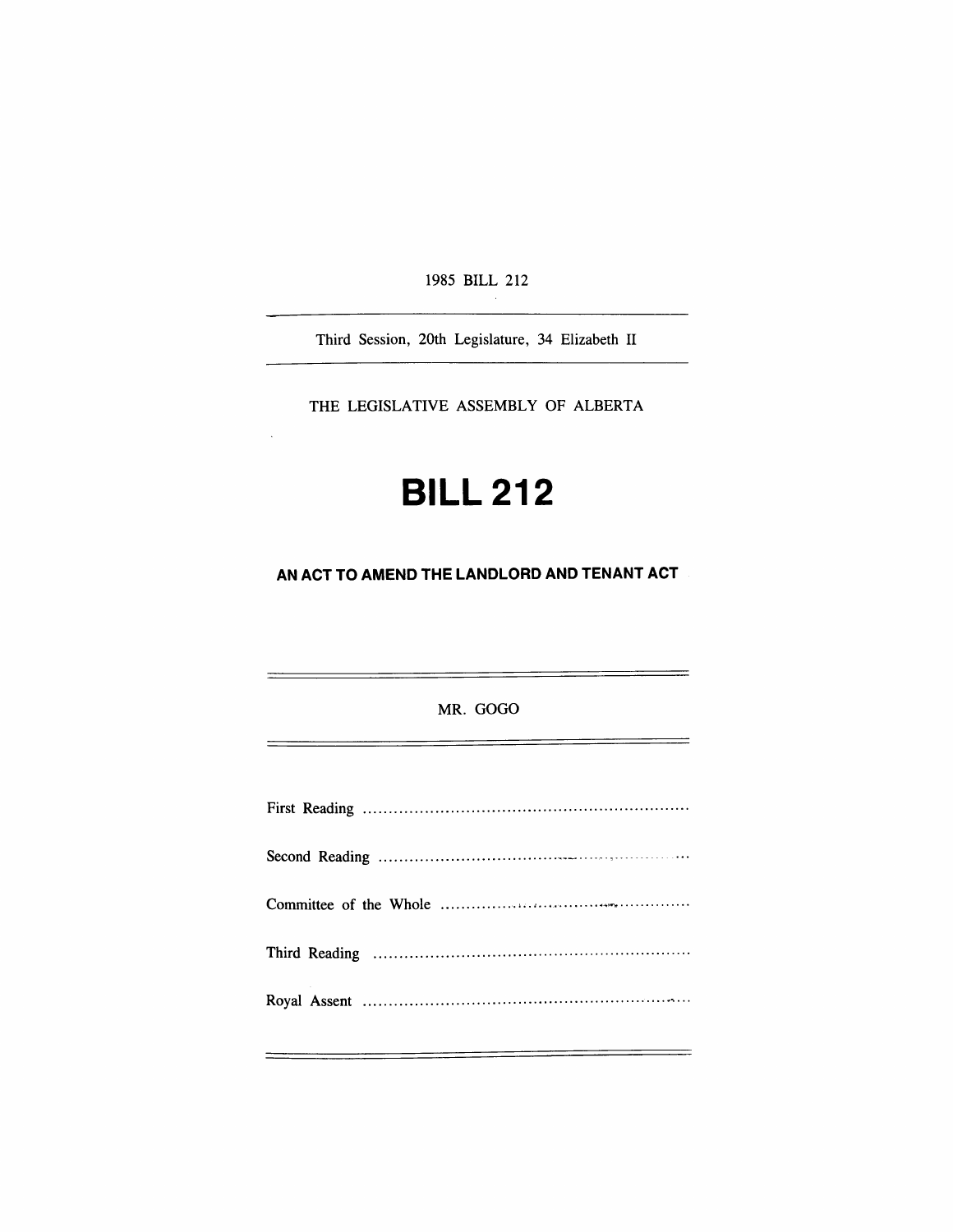1985 BILL 212

Third Session, 20th Legislature, 34 Elizabeth II

THE LEGISLATIVE ASSEMBLY OF ALBERTA

# BILL 212

## AN ACT TO AMEND THE LANDLORD AND TENANT ACT

MR. GOGO

First Reading ..............................................................

Second Reading ..............................................................

Committee of the Whole ..............................................................

Third Reading ..............................................................

Royal Assent ..............................................................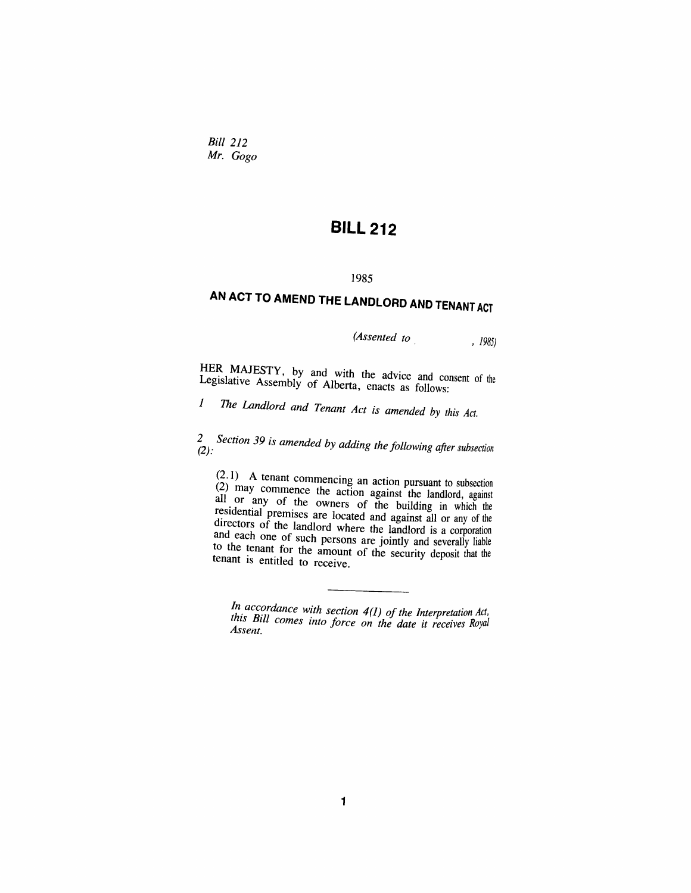*Bill 212*
*Mr. Gogo*

# BILL 212

1985

## AN ACT TO AMEND THE LANDLORD AND TENANT ACT

*(Assented to , 1985)*

HER MAJESTY, by and with the advice and consent of the Legislative Assembly of Alberta, enacts as follows:

*1 The Landlord and Tenant Act is amended by this Act.*

*2 Section 39 is amended by adding the following after subsection (2):*

> (2.1) A tenant commencing an action pursuant to subsection (2) may commence the action against the landlord, against all or any of the owners of the building in which the residential premises are located and against all or any of the directors of the landlord where the landlord is a corporation and each one of such persons are jointly and severally liable to the tenant for the amount of the security deposit that the tenant is entitled to receive.

---

*In accordance with section 4(1) of the Interpretation Act, this Bill comes into force on the date it receives Royal Assent.*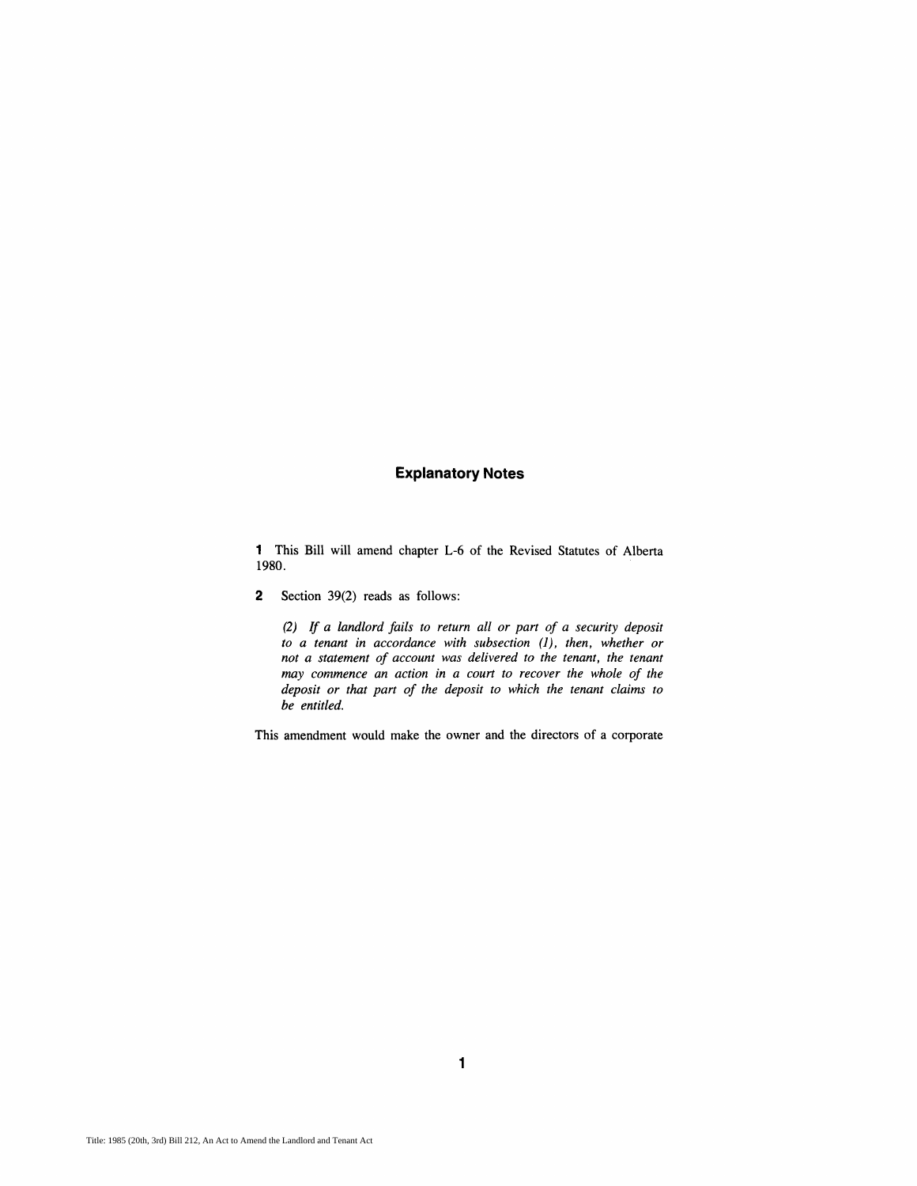## Explanatory Notes

**1** This Bill will amend chapter L-6 of the Revised Statutes of Alberta 1980.

**2** Section 39(2) reads as follows:

> *(2) If a landlord fails to return all or part of a security deposit to a tenant in accordance with subsection (1), then, whether or not a statement of account was delivered to the tenant, the tenant may commence an action in a court to recover the whole of the deposit or that part of the deposit to which the tenant claims to be entitled.*

This amendment would make the owner and the directors of a corporate